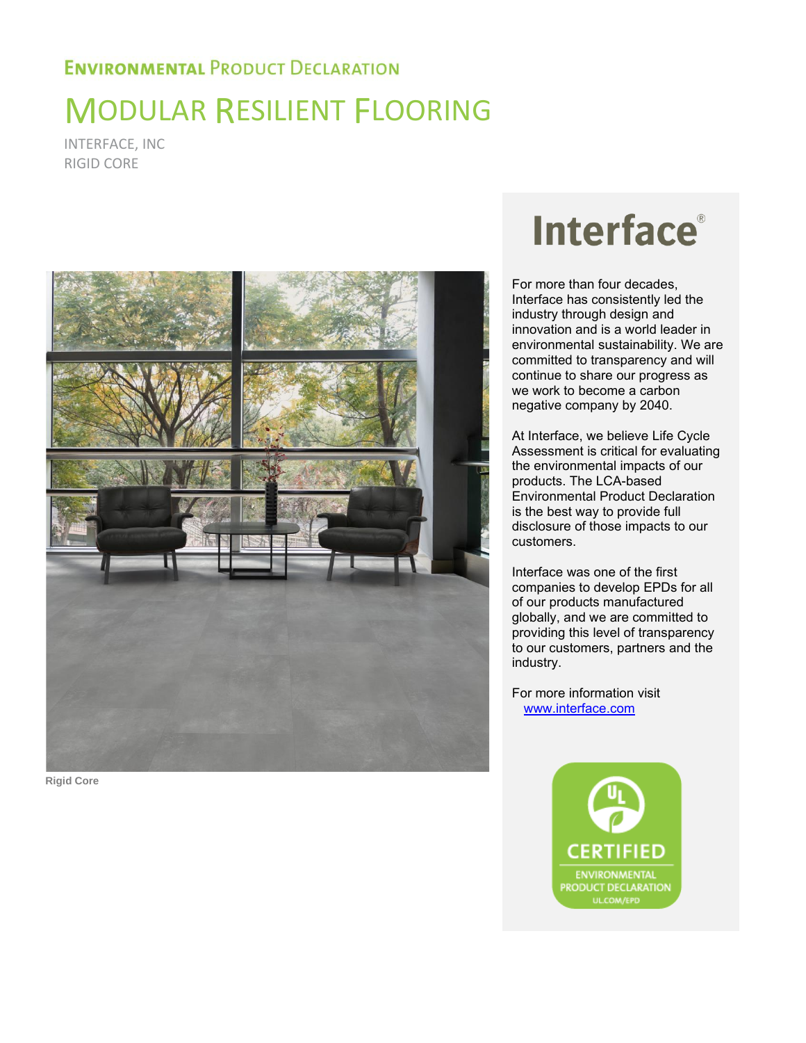# Environmental Product Declaration

# Modular Resilient Flooring

INTERFACE, INC
RIGID CORE

Rigid Core

Interface®

For more than four decades, Interface has consistently led the industry through design and innovation and is a world leader in environmental sustainability. We are committed to transparency and will continue to share our progress as we work to become a carbon negative company by 2040.

At Interface, we believe Life Cycle Assessment is critical for evaluating the environmental impacts of our products. The LCA-based Environmental Product Declaration is the best way to provide full disclosure of those impacts to our customers.

Interface was one of the first companies to develop EPDs for all of our products manufactured globally, and we are committed to providing this level of transparency to our customers, partners and the industry.

For more information visit www.interface.com

UL CERTIFIED ENVIRONMENTAL PRODUCT DECLARATION UL.COM/EPD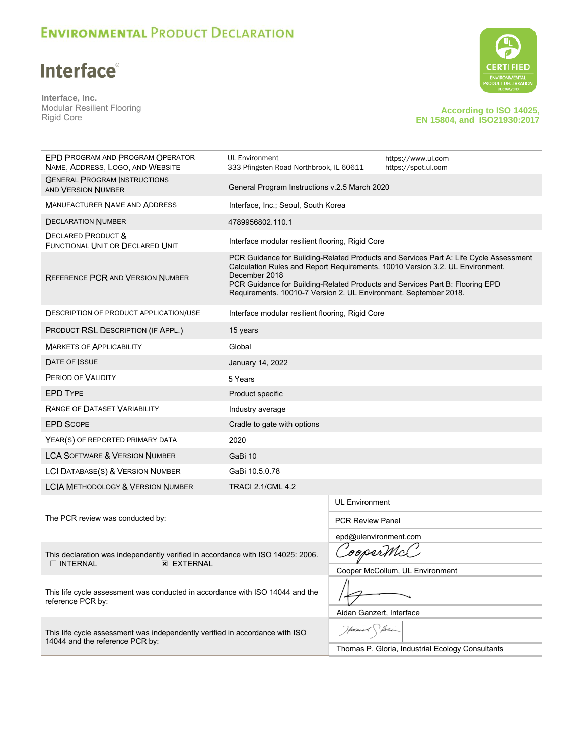# Environmental Product Declaration

**Interface®**

**Interface, Inc.**
Modular Resilient Flooring
Rigid Core

**According to ISO 14025, EN 15804, and ISO21930:2017**

| | |
|---|---|
| EPD Program and Program Operator Name, Address, Logo, and Website | UL Environment 333 Pfingsten Road Northbrook, IL 60611 https://www.ul.com https://spot.ul.com |
| General Program Instructions and Version Number | General Program Instructions v.2.5 March 2020 |
| Manufacturer Name and Address | Interface, Inc.; Seoul, South Korea |
| Declaration Number | 4789956802.110.1 |
| Declared Product & Functional Unit or Declared Unit | Interface modular resilient flooring, Rigid Core |
| Reference PCR and Version Number | PCR Guidance for Building-Related Products and Services Part A: Life Cycle Assessment Calculation Rules and Report Requirements. 10010 Version 3.2. UL Environment. December 2018<br>PCR Guidance for Building-Related Products and Services Part B: Flooring EPD Requirements. 10010-7 Version 2. UL Environment. September 2018. |
| Description of Product Application/Use | Interface modular resilient flooring, Rigid Core |
| Product RSL Description (if Appl.) | 15 years |
| Markets of Applicability | Global |
| Date of Issue | January 14, 2022 |
| Period of Validity | 5 Years |
| EPD Type | Product specific |
| Range of Dataset Variability | Industry average |
| EPD Scope | Cradle to gate with options |
| Year(s) of Reported Primary Data | 2020 |
| LCA Software & Version Number | GaBi 10 |
| LCI Database(s) & Version Number | GaBi 10.5.0.78 |
| LCIA Methodology & Version Number | TRACI 2.1/CML 4.2 |

| | |
|---|---|
| The PCR review was conducted by: | UL Environment<br>PCR Review Panel<br>epd@ulenvironment.com |
| This declaration was independently verified in accordance with ISO 14025: 2006. ☐ INTERNAL ☒ EXTERNAL | Cooper McCollum, UL Environment |
| This life cycle assessment was conducted in accordance with ISO 14044 and the reference PCR by: | Aidan Ganzert, Interface |
| This life cycle assessment was independently verified in accordance with ISO 14044 and the reference PCR by: | Thomas P. Gloria, Industrial Ecology Consultants |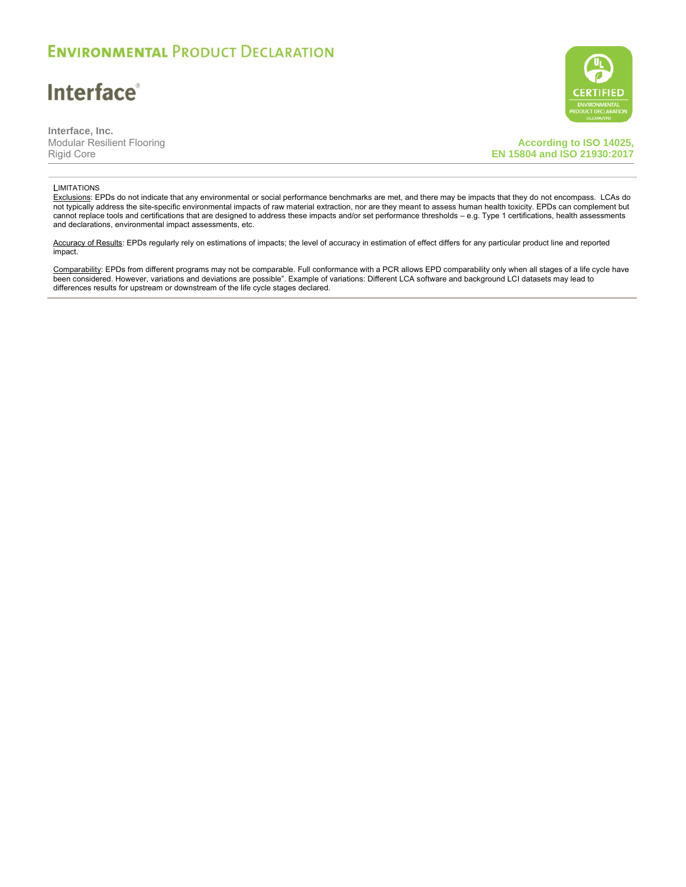LIMITATIONS

Exclusions: EPDs do not indicate that any environmental or social performance benchmarks are met, and there may be impacts that they do not encompass. LCAs do not typically address the site-specific environmental impacts of raw material extraction, nor are they meant to assess human health toxicity. EPDs can complement but cannot replace tools and certifications that are designed to address these impacts and/or set performance thresholds – e.g. Type 1 certifications, health assessments and declarations, environmental impact assessments, etc.

Accuracy of Results: EPDs regularly rely on estimations of impacts; the level of accuracy in estimation of effect differs for any particular product line and reported impact.

Comparability: EPDs from different programs may not be comparable. Full conformance with a PCR allows EPD comparability only when all stages of a life cycle have been considered. However, variations and deviations are possible". Example of variations: Different LCA software and background LCI datasets may lead to differences results for upstream or downstream of the life cycle stages declared.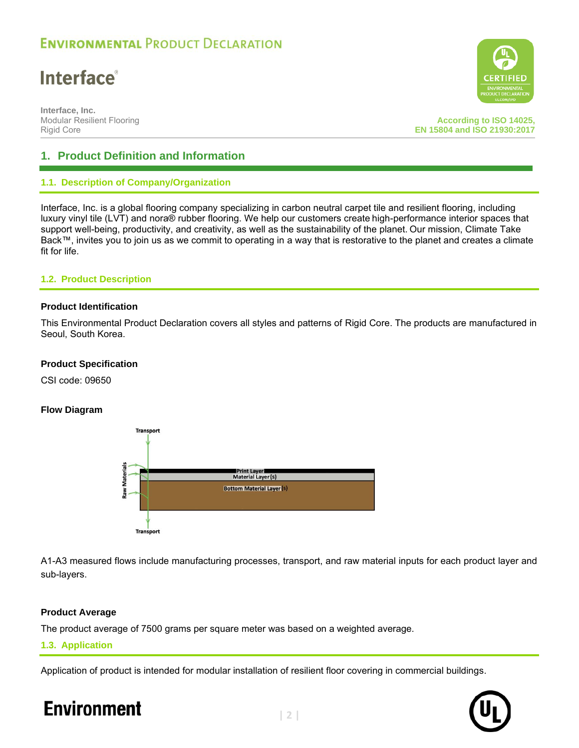## 1. Product Definition and Information

### 1.1. Description of Company/Organization

Interface, Inc. is a global flooring company specializing in carbon neutral carpet tile and resilient flooring, including luxury vinyl tile (LVT) and nora® rubber flooring. We help our customers create high-performance interior spaces that support well-being, productivity, and creativity, as well as the sustainability of the planet. Our mission, Climate Take Back™, invites you to join us as we commit to operating in a way that is restorative to the planet and creates a climate fit for life.

### 1.2. Product Description

**Product Identification**

This Environmental Product Declaration covers all styles and patterns of Rigid Core. The products are manufactured in Seoul, South Korea.

**Product Specification**

CSI code: 09650

**Flow Diagram**

Transport

Raw Materials

Print Layer
Material Layer(s)
Bottom Material Layer(s)

Transport

A1-A3 measured flows include manufacturing processes, transport, and raw material inputs for each product layer and sub-layers.

**Product Average**

The product average of 7500 grams per square meter was based on a weighted average.

### 1.3. Application

Application of product is intended for modular installation of resilient floor covering in commercial buildings.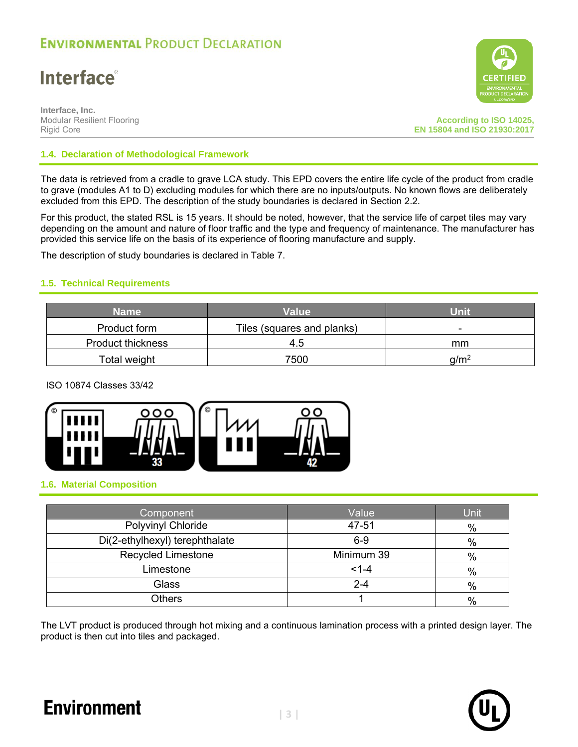### 1.4. Declaration of Methodological Framework

The data is retrieved from a cradle to grave LCA study. This EPD covers the entire life cycle of the product from cradle to grave (modules A1 to D) excluding modules for which there are no inputs/outputs. No known flows are deliberately excluded from this EPD. The description of the study boundaries is declared in Section 2.2.

For this product, the stated RSL is 15 years. It should be noted, however, that the service life of carpet tiles may vary depending on the amount and nature of floor traffic and the type and frequency of maintenance. The manufacturer has provided this service life on the basis of its experience of flooring manufacture and supply.

The description of study boundaries is declared in Table 7.

### 1.5. Technical Requirements

| Name | Value | Unit |
|---|---|---|
| Product form | Tiles (squares and planks) | - |
| Product thickness | 4.5 | mm |
| Total weight | 7500 | $g/m^2$ |

ISO 10874 Classes 33/42

### 1.6. Material Composition

| Component | Value | Unit |
|---|---|---|
| Polyvinyl Chloride | 47-51 | % |
| Di(2-ethylhexyl) terephthalate | 6-9 | % |
| Recycled Limestone | Minimum 39 | % |
| Limestone | <1-4 | % |
| Glass | 2-4 | % |
| Others | 1 | % |

The LVT product is produced through hot mixing and a continuous lamination process with a printed design layer. The product is then cut into tiles and packaged.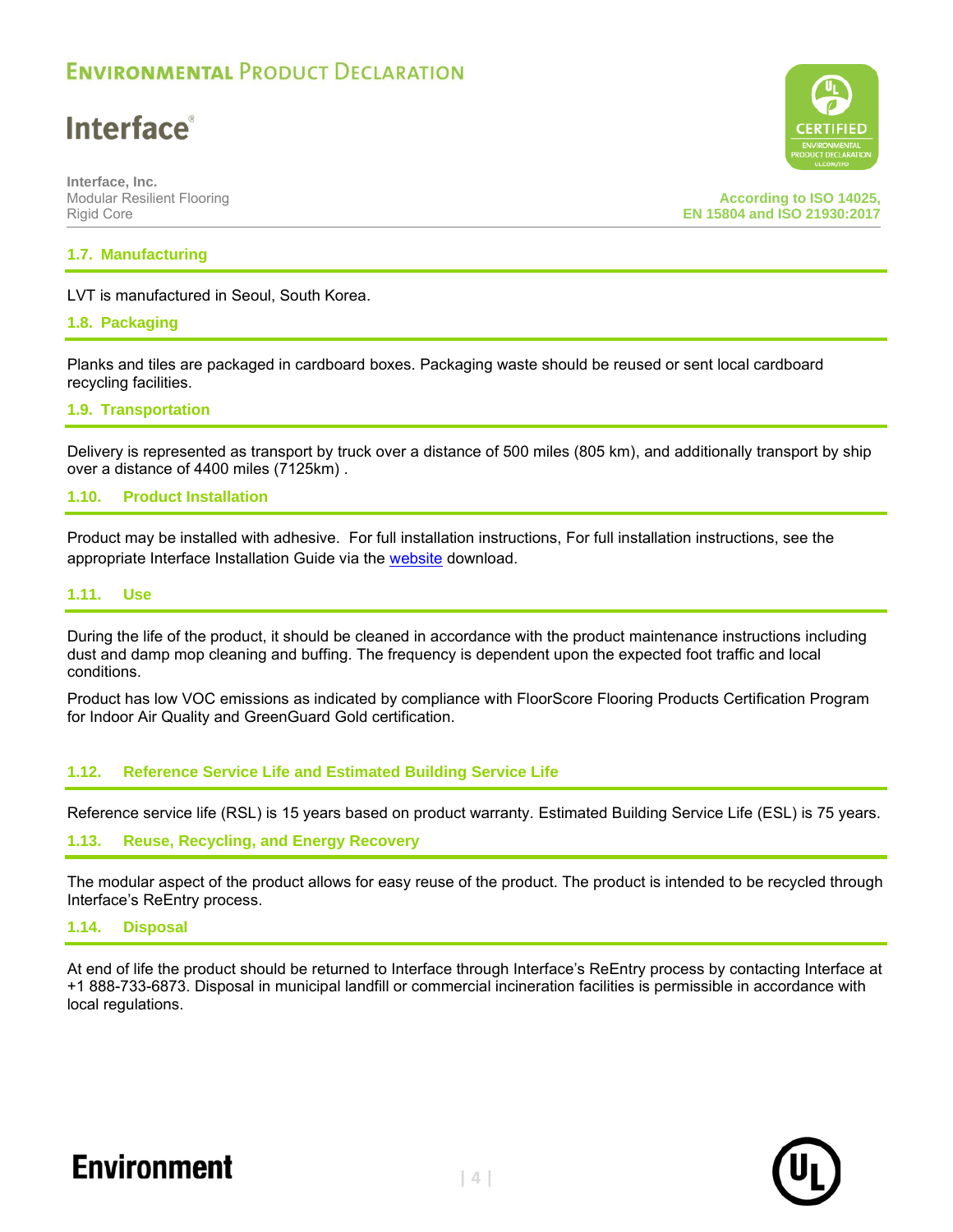## 1.7. Manufacturing

LVT is manufactured in Seoul, South Korea.

## 1.8. Packaging

Planks and tiles are packaged in cardboard boxes. Packaging waste should be reused or sent local cardboard recycling facilities.

## 1.9. Transportation

Delivery is represented as transport by truck over a distance of 500 miles (805 km), and additionally transport by ship over a distance of 4400 miles (7125km) .

## 1.10. Product Installation

Product may be installed with adhesive. For full installation instructions, For full installation instructions, see the appropriate Interface Installation Guide via the website download.

## 1.11. Use

During the life of the product, it should be cleaned in accordance with the product maintenance instructions including dust and damp mop cleaning and buffing. The frequency is dependent upon the expected foot traffic and local conditions.

Product has low VOC emissions as indicated by compliance with FloorScore Flooring Products Certification Program for Indoor Air Quality and GreenGuard Gold certification.

## 1.12. Reference Service Life and Estimated Building Service Life

Reference service life (RSL) is 15 years based on product warranty. Estimated Building Service Life (ESL) is 75 years.

## 1.13. Reuse, Recycling, and Energy Recovery

The modular aspect of the product allows for easy reuse of the product. The product is intended to be recycled through Interface's ReEntry process.

## 1.14. Disposal

At end of life the product should be returned to Interface through Interface's ReEntry process by contacting Interface at +1 888-733-6873. Disposal in municipal landfill or commercial incineration facilities is permissible in accordance with local regulations.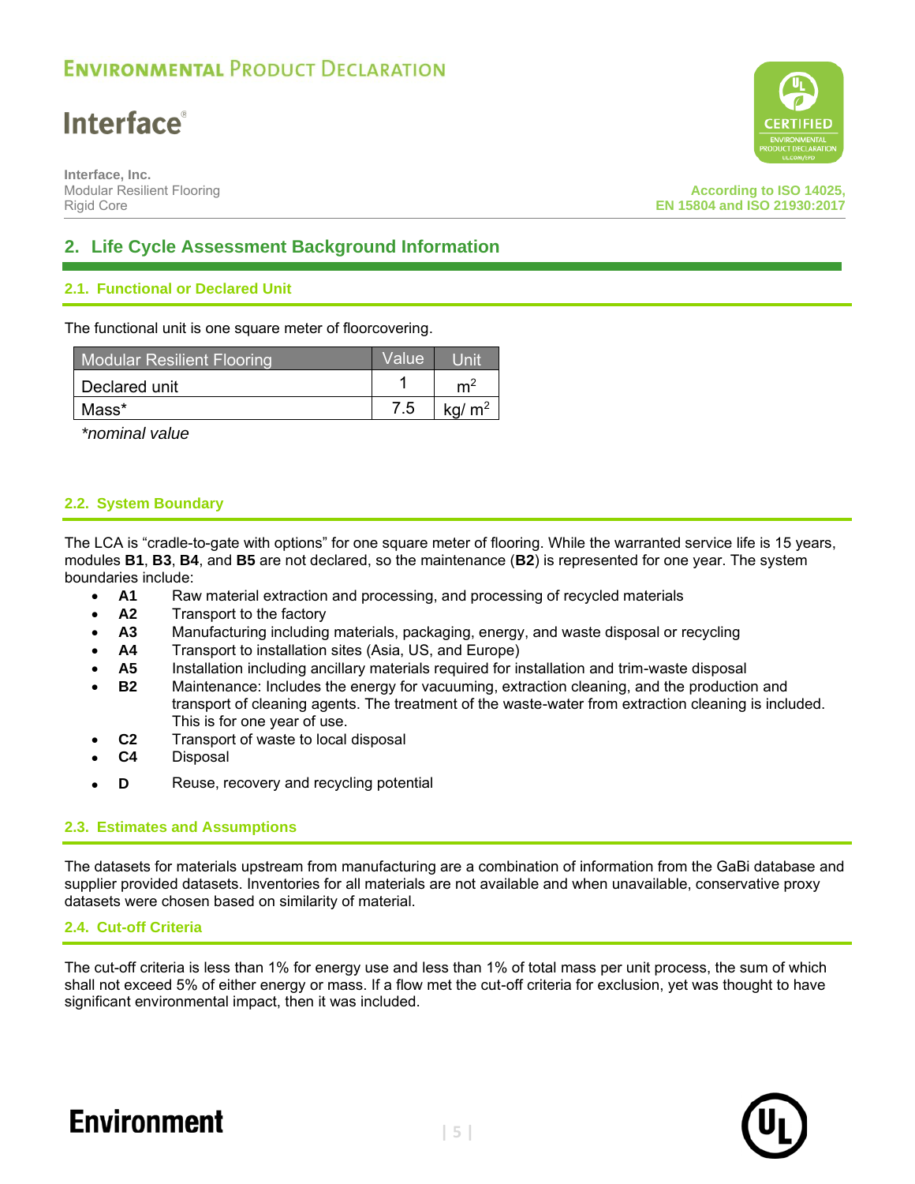## 2. Life Cycle Assessment Background Information

### 2.1. Functional or Declared Unit

The functional unit is one square meter of floorcovering.

| Modular Resilient Flooring | Value | Unit |
|---|---|---|
| Declared unit | 1 | $m^2$ |
| Mass* | 7.5 | kg/ $m^2$ |

*\*nominal value*

### 2.2. System Boundary

The LCA is "cradle-to-gate with options" for one square meter of flooring. While the warranted service life is 15 years, modules **B1**, **B3**, **B4**, and **B5** are not declared, so the maintenance (**B2**) is represented for one year. The system boundaries include:

- **A1** Raw material extraction and processing, and processing of recycled materials
- **A2** Transport to the factory
- **A3** Manufacturing including materials, packaging, energy, and waste disposal or recycling
- **A4** Transport to installation sites (Asia, US, and Europe)
- **A5** Installation including ancillary materials required for installation and trim-waste disposal
- **B2** Maintenance: Includes the energy for vacuuming, extraction cleaning, and the production and transport of cleaning agents. The treatment of the waste-water from extraction cleaning is included. This is for one year of use.
- **C2** Transport of waste to local disposal
- **C4** Disposal
- **D** Reuse, recovery and recycling potential

### 2.3. Estimates and Assumptions

The datasets for materials upstream from manufacturing are a combination of information from the GaBi database and supplier provided datasets. Inventories for all materials are not available and when unavailable, conservative proxy datasets were chosen based on similarity of material.

### 2.4. Cut-off Criteria

The cut-off criteria is less than 1% for energy use and less than 1% of total mass per unit process, the sum of which shall not exceed 5% of either energy or mass. If a flow met the cut-off criteria for exclusion, yet was thought to have significant environmental impact, then it was included.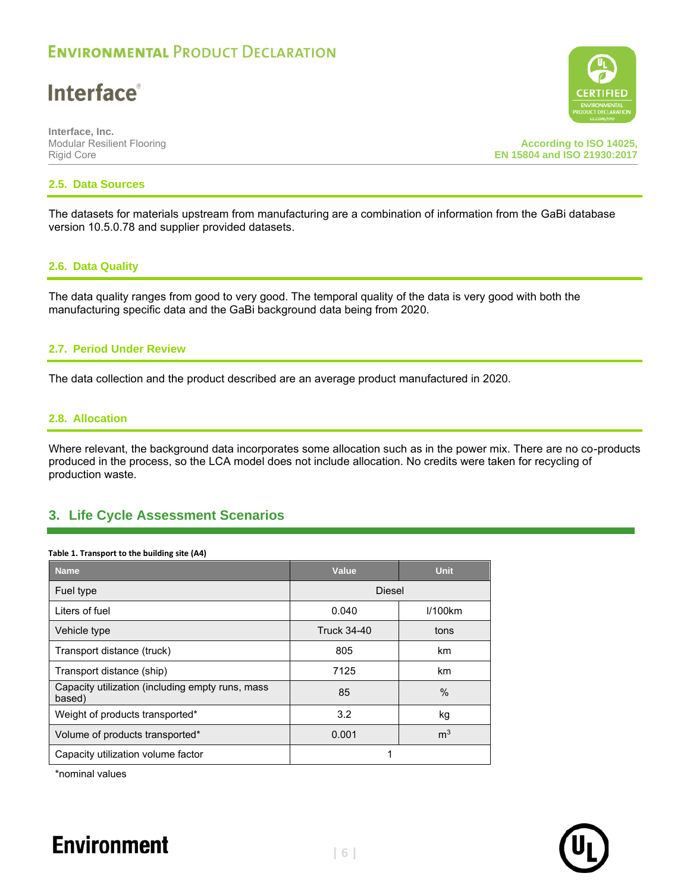## 2.5. Data Sources

The datasets for materials upstream from manufacturing are a combination of information from the GaBi database version 10.5.0.78 and supplier provided datasets.

## 2.6. Data Quality

The data quality ranges from good to very good. The temporal quality of the data is very good with both the manufacturing specific data and the GaBi background data being from 2020.

## 2.7. Period Under Review

The data collection and the product described are an average product manufactured in 2020.

## 2.8. Allocation

Where relevant, the background data incorporates some allocation such as in the power mix. There are no co-products produced in the process, so the LCA model does not include allocation. No credits were taken for recycling of production waste.

# 3. Life Cycle Assessment Scenarios

**Table 1. Transport to the building site (A4)**

| Name | Value | Unit |
|---|---|---|
| Fuel type | Diesel | |
| Liters of fuel | 0.040 | l/100km |
| Vehicle type | Truck 34-40 | tons |
| Transport distance (truck) | 805 | km |
| Transport distance (ship) | 7125 | km |
| Capacity utilization (including empty runs, mass based) | 85 | % |
| Weight of products transported* | 3.2 | kg |
| Volume of products transported* | 0.001 | $m^3$ |
| Capacity utilization volume factor | 1 | |

*nominal values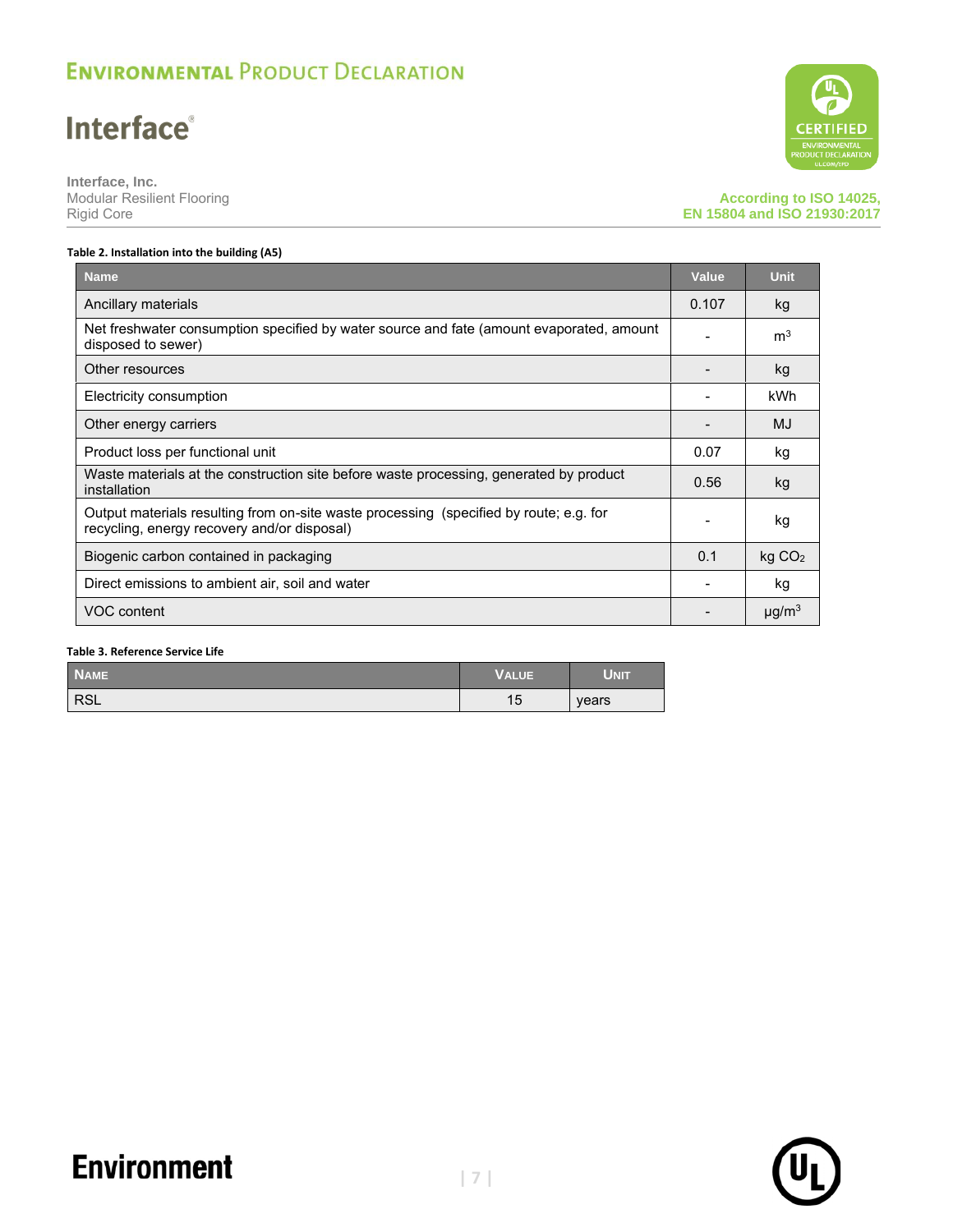**Table 2. Installation into the building (A5)**

| Name | Value | Unit |
|---|---|---|
| Ancillary materials | 0.107 | kg |
| Net freshwater consumption specified by water source and fate (amount evaporated, amount disposed to sewer) | - | $m^3$ |
| Other resources | - | kg |
| Electricity consumption | - | kWh |
| Other energy carriers | - | MJ |
| Product loss per functional unit | 0.07 | kg |
| Waste materials at the construction site before waste processing, generated by product installation | 0.56 | kg |
| Output materials resulting from on-site waste processing (specified by route; e.g. for recycling, energy recovery and/or disposal) | - | kg |
| Biogenic carbon contained in packaging | 0.1 | kg $CO_2$ |
| Direct emissions to ambient air, soil and water | - | kg |
| VOC content | - | $\mu g/m^3$ |

**Table 3. Reference Service Life**

| Name | Value | Unit |
|---|---|---|
| RSL | 15 | years |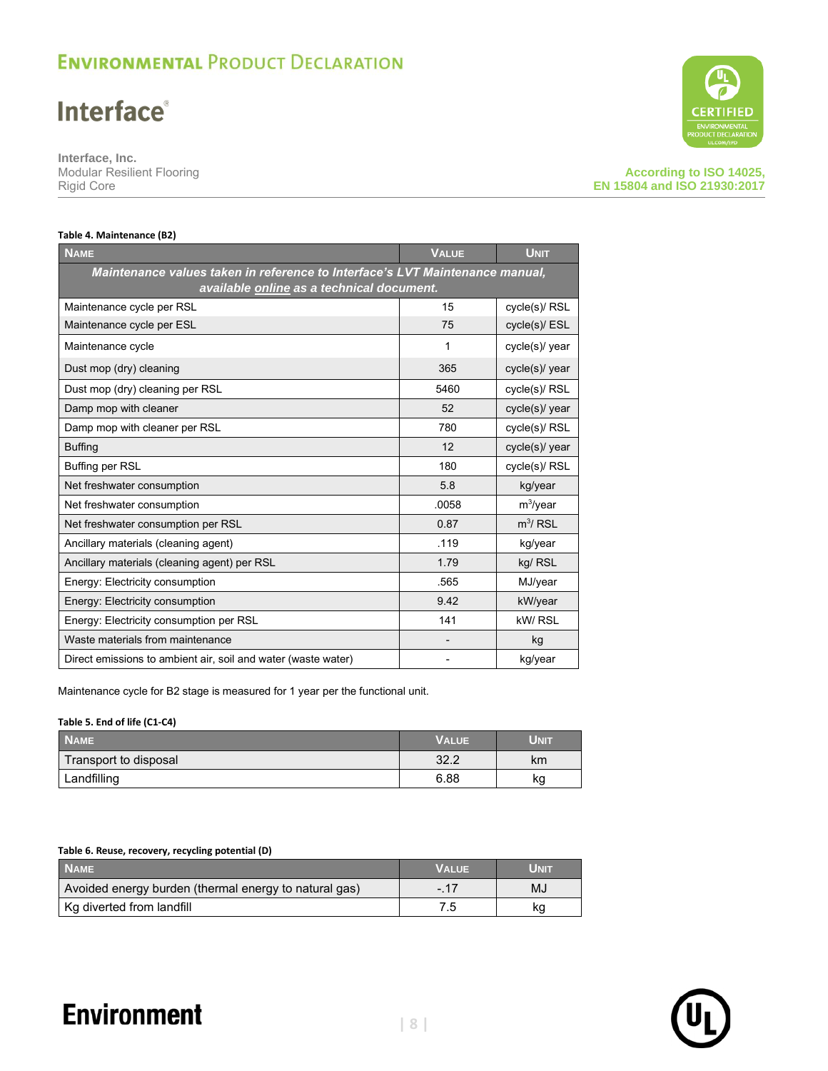**Table 4. Maintenance (B2)**

| Name | Value | Unit |
|---|---|---|
| *Maintenance values taken in reference to Interface's LVT Maintenance manual, available online as a technical document.* | | |
| Maintenance cycle per RSL | 15 | cycle(s)/ RSL |
| Maintenance cycle per ESL | 75 | cycle(s)/ ESL |
| Maintenance cycle | 1 | cycle(s)/ year |
| Dust mop (dry) cleaning | 365 | cycle(s)/ year |
| Dust mop (dry) cleaning per RSL | 5460 | cycle(s)/ RSL |
| Damp mop with cleaner | 52 | cycle(s)/ year |
| Damp mop with cleaner per RSL | 780 | cycle(s)/ RSL |
| Buffing | 12 | cycle(s)/ year |
| Buffing per RSL | 180 | cycle(s)/ RSL |
| Net freshwater consumption | 5.8 | kg/year |
| Net freshwater consumption | .0058 | $m^3$/year |
| Net freshwater consumption per RSL | 0.87 | $m^3$/ RSL |
| Ancillary materials (cleaning agent) | .119 | kg/year |
| Ancillary materials (cleaning agent) per RSL | 1.79 | kg/ RSL |
| Energy: Electricity consumption | .565 | MJ/year |
| Energy: Electricity consumption | 9.42 | kW/year |
| Energy: Electricity consumption per RSL | 141 | kW/ RSL |
| Waste materials from maintenance | - | kg |
| Direct emissions to ambient air, soil and water (waste water) | - | kg/year |

Maintenance cycle for B2 stage is measured for 1 year per the functional unit.

**Table 5. End of life (C1-C4)**

| Name | Value | Unit |
|---|---|---|
| Transport to disposal | 32.2 | km |
| Landfilling | 6.88 | kg |

**Table 6. Reuse, recovery, recycling potential (D)**

| Name | Value | Unit |
|---|---|---|
| Avoided energy burden (thermal energy to natural gas) | -.17 | MJ |
| Kg diverted from landfill | 7.5 | kg |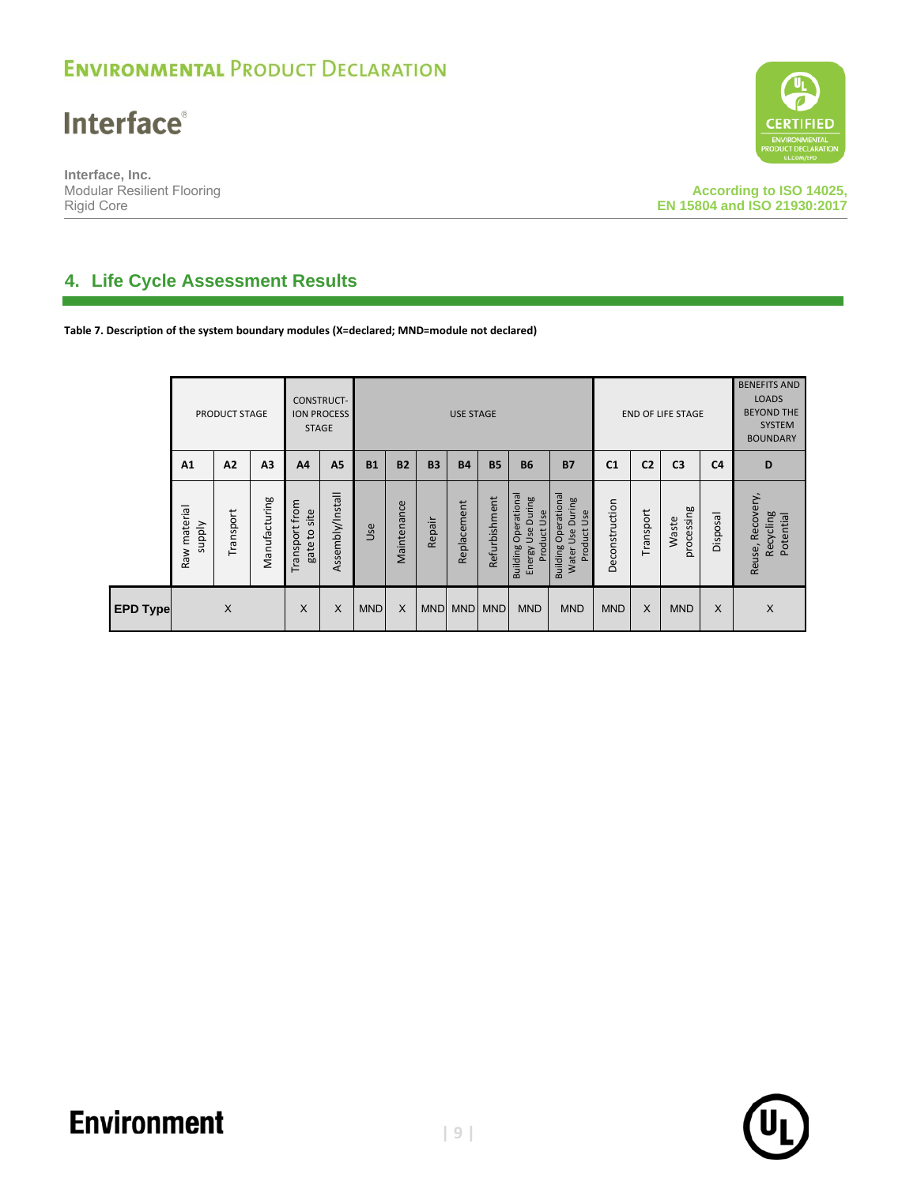## 4. Life Cycle Assessment Results

**Table 7. Description of the system boundary modules (X=declared; MND=module not declared)**

| | PRODUCT STAGE | | | CONSTRUCT-ION PROCESS STAGE | | USE STAGE | | | | | | | END OF LIFE STAGE | | | | BENEFITS AND LOADS BEYOND THE SYSTEM BOUNDARY |
|---|---|---|---|---|---|---|---|---|---|---|---|---|---|---|---|---|---|
| | A1 | A2 | A3 | A4 | A5 | B1 | B2 | B3 | B4 | B5 | B6 | B7 | C1 | C2 | C3 | C4 | D |
| | Raw material supply | Transport | Manufacturing | Transport from gate to site | Assembly/Install | Use | Maintenance | Repair | Replacement | Refurbishment | Building Operational Energy Use During Product Use | Building Operational Water Use During Product Use | Deconstruction | Transport | Waste processing | Disposal | Reuse, Recovery, Recycling Potential |
| **EPD Type** | X | | | X | X | MND | X | MND | MND | MND | MND | MND | MND | X | MND | X | X |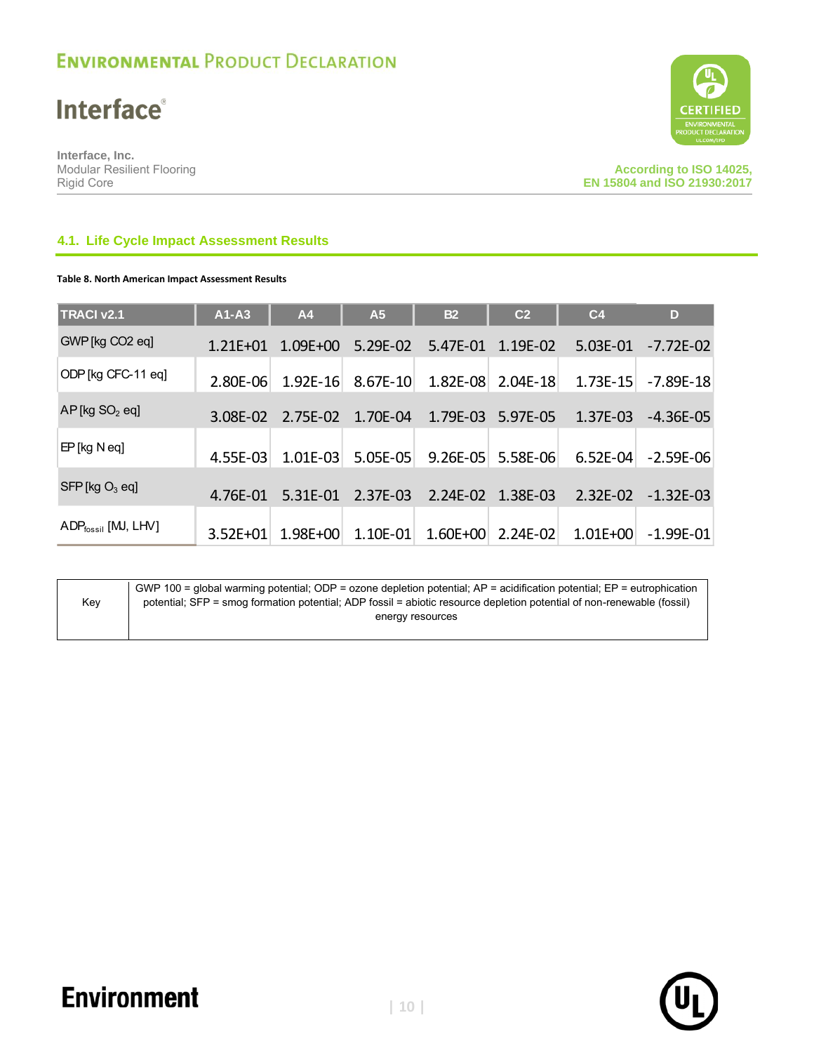## 4.1. Life Cycle Impact Assessment Results

**Table 8. North American Impact Assessment Results**

| TRACI v2.1 | A1-A3 | A4 | A5 | B2 | C2 | C4 | D |
|---|---|---|---|---|---|---|---|
| GWP [kg CO2 eq] | 1.21E+01 | 1.09E+00 | 5.29E-02 | 5.47E-01 | 1.19E-02 | 5.03E-01 | -7.72E-02 |
| ODP [kg CFC-11 eq] | 2.80E-06 | 1.92E-16 | 8.67E-10 | 1.82E-08 | 2.04E-18 | 1.73E-15 | -7.89E-18 |
| AP [kg $SO_2$ eq] | 3.08E-02 | 2.75E-02 | 1.70E-04 | 1.79E-03 | 5.97E-05 | 1.37E-03 | -4.36E-05 |
| EP [kg N eq] | 4.55E-03 | 1.01E-03 | 5.05E-05 | 9.26E-05 | 5.58E-06 | 6.52E-04 | -2.59E-06 |
| SFP [kg $O_3$ eq] | 4.76E-01 | 5.31E-01 | 2.37E-03 | 2.24E-02 | 1.38E-03 | 2.32E-02 | -1.32E-03 |
| $ADP_{fossil}$ [MJ, LHV] | 3.52E+01 | 1.98E+00 | 1.10E-01 | 1.60E+00 | 2.24E-02 | 1.01E+00 | -1.99E-01 |

| Key | GWP 100 = global warming potential; ODP = ozone depletion potential; AP = acidification potential; EP = eutrophication potential; SFP = smog formation potential; ADP fossil = abiotic resource depletion potential of non-renewable (fossil) energy resources |
|---|---|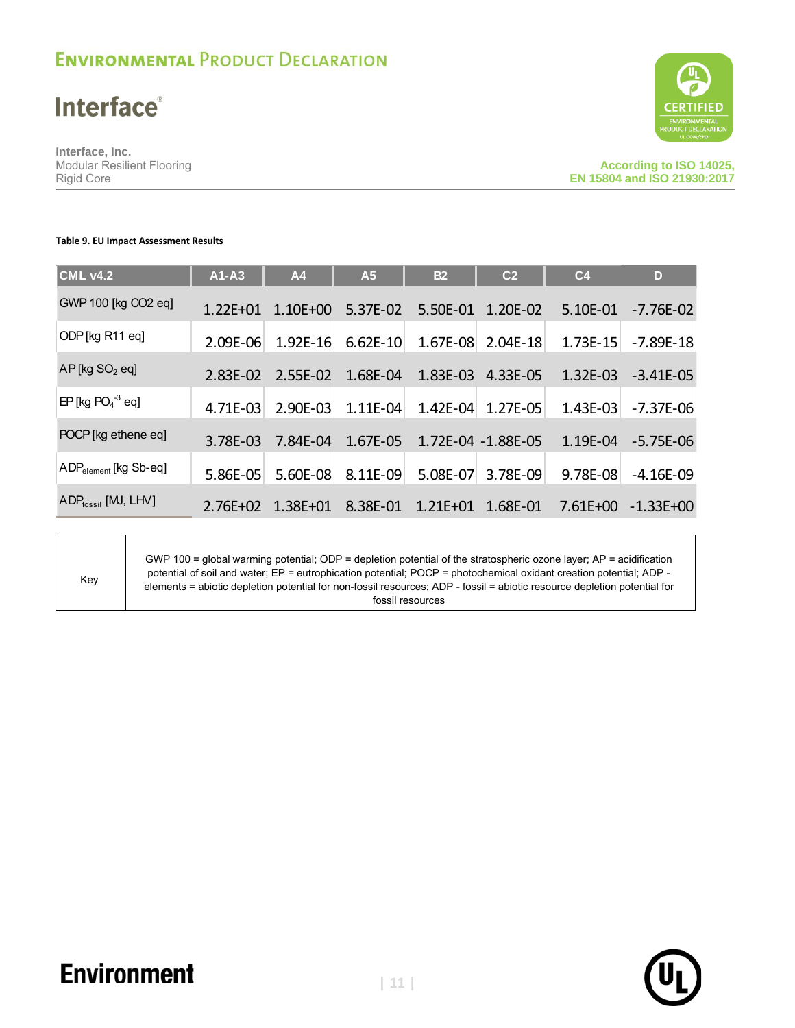**Table 9. EU Impact Assessment Results**

| CML v4.2 | A1-A3 | A4 | A5 | B2 | C2 | C4 | D |
|---|---|---|---|---|---|---|---|
| GWP 100 [kg CO2 eq] | 1.22E+01 | 1.10E+00 | 5.37E-02 | 5.50E-01 | 1.20E-02 | 5.10E-01 | -7.76E-02 |
| ODP [kg R11 eq] | 2.09E-06 | 1.92E-16 | 6.62E-10 | 1.67E-08 | 2.04E-18 | 1.73E-15 | -7.89E-18 |
| AP [kg $SO_2$ eq] | 2.83E-02 | 2.55E-02 | 1.68E-04 | 1.83E-03 | 4.33E-05 | 1.32E-03 | -3.41E-05 |
| EP [kg $PO_4^{-3}$ eq] | 4.71E-03 | 2.90E-03 | 1.11E-04 | 1.42E-04 | 1.27E-05 | 1.43E-03 | -7.37E-06 |
| POCP [kg ethene eq] | 3.78E-03 | 7.84E-04 | 1.67E-05 | 1.72E-04 | -1.88E-05 | 1.19E-04 | -5.75E-06 |
| $ADP_{element}$ [kg Sb-eq] | 5.86E-05 | 5.60E-08 | 8.11E-09 | 5.08E-07 | 3.78E-09 | 9.78E-08 | -4.16E-09 |
| $ADP_{fossil}$ [MJ, LHV] | 2.76E+02 | 1.38E+01 | 8.38E-01 | 1.21E+01 | 1.68E-01 | 7.61E+00 | -1.33E+00 |

| Key | GWP 100 = global warming potential; ODP = depletion potential of the stratospheric ozone layer; AP = acidification potential of soil and water; EP = eutrophication potential; POCP = photochemical oxidant creation potential; ADP - elements = abiotic depletion potential for non-fossil resources; ADP - fossil = abiotic resource depletion potential for fossil resources |
|---|---|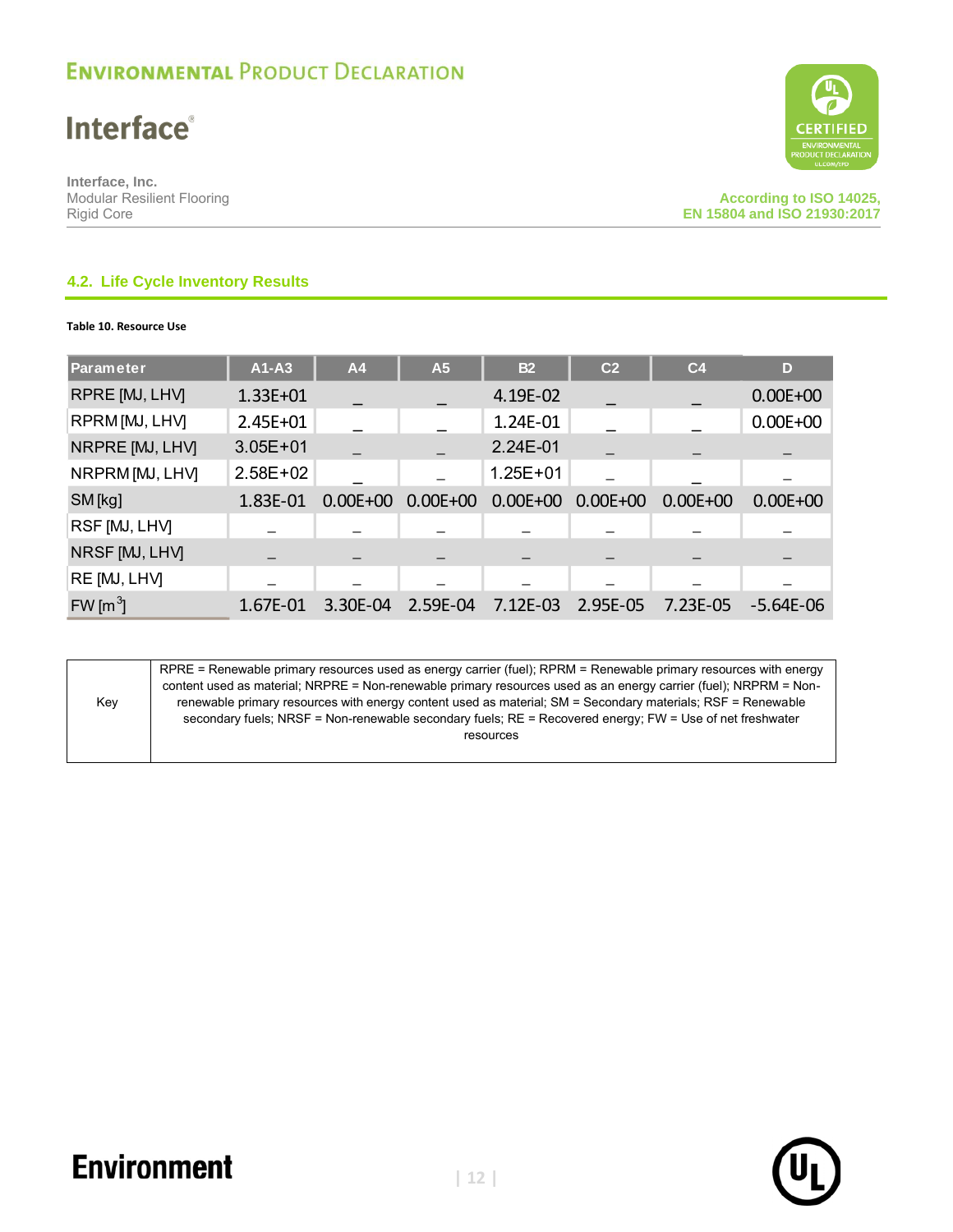## 4.2. Life Cycle Inventory Results

**Table 10. Resource Use**

| Parameter | A1-A3 | A4 | A5 | B2 | C2 | C4 | D |
|---|---|---|---|---|---|---|---|
| RPRE [MJ, LHV] | 1.33E+01 | _ | _ | 4.19E-02 | _ | _ | 0.00E+00 |
| RPRM [MJ, LHV] | 2.45E+01 | _ | _ | 1.24E-01 | _ | _ | 0.00E+00 |
| NRPRE [MJ, LHV] | 3.05E+01 | _ | _ | 2.24E-01 | _ | _ | _ |
| NRPRM [MJ, LHV] | 2.58E+02 | _ | _ | 1.25E+01 | _ | _ | _ |
| SM [kg] | 1.83E-01 | 0.00E+00 | 0.00E+00 | 0.00E+00 | 0.00E+00 | 0.00E+00 | 0.00E+00 |
| RSF [MJ, LHV] | _ | _ | _ | _ | _ | _ | _ |
| NRSF [MJ, LHV] | _ | _ | _ | _ | _ | _ | _ |
| RE [MJ, LHV] | _ | _ | _ | _ | _ | _ | _ |
| FW [$m^3$] | 1.67E-01 | 3.30E-04 | 2.59E-04 | 7.12E-03 | 2.95E-05 | 7.23E-05 | -5.64E-06 |

| Key | RPRE = Renewable primary resources used as energy carrier (fuel); RPRM = Renewable primary resources with energy content used as material; NRPRE = Non-renewable primary resources used as an energy carrier (fuel); NRPRM = Non-renewable primary resources with energy content used as material; SM = Secondary materials; RSF = Renewable secondary fuels; NRSF = Non-renewable secondary fuels; RE = Recovered energy; FW = Use of net freshwater resources |
|---|---|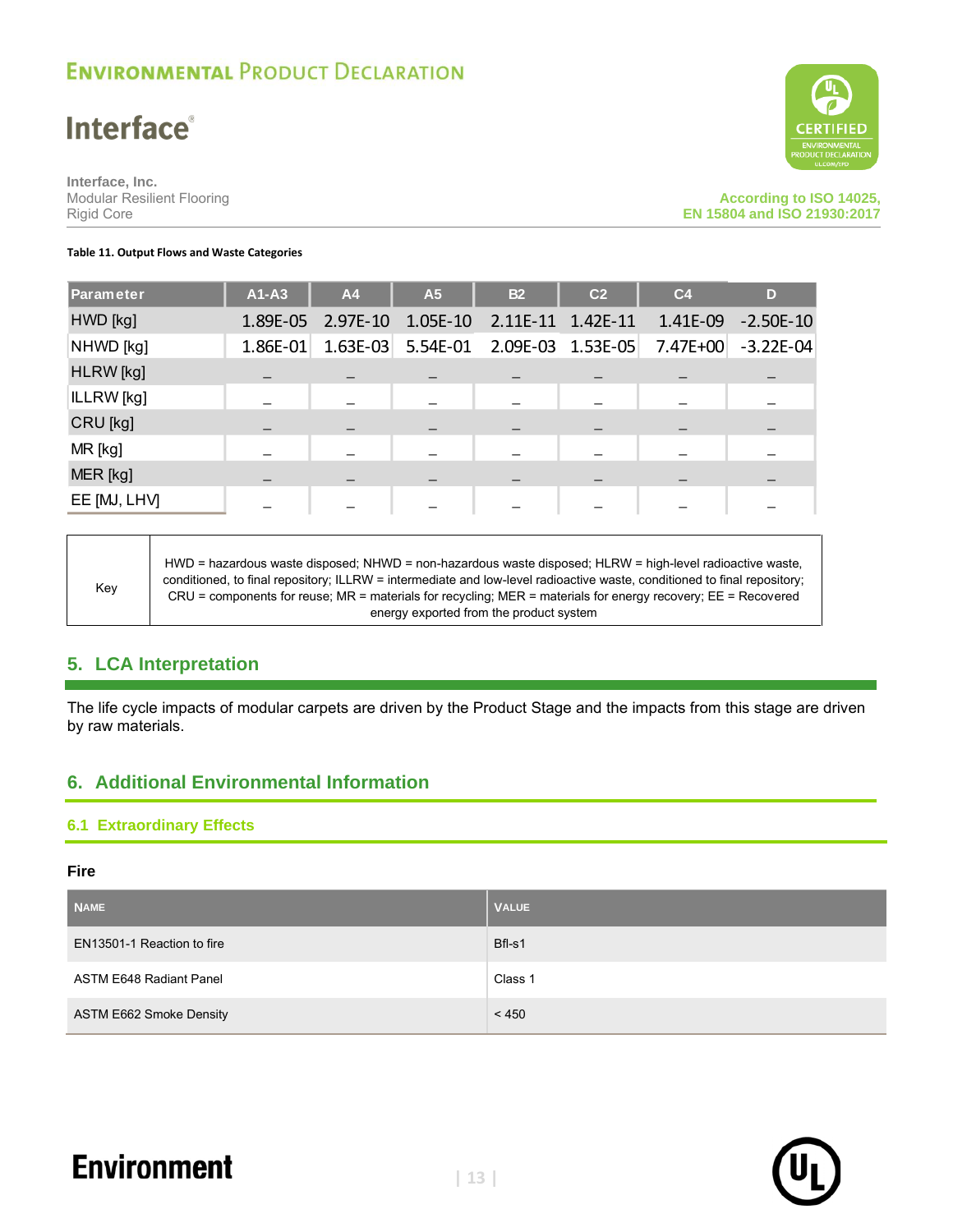**Table 11. Output Flows and Waste Categories**

| Parameter | A1-A3 | A4 | A5 | B2 | C2 | C4 | D |
|---|---|---|---|---|---|---|---|
| HWD [kg] | 1.89E-05 | 2.97E-10 | 1.05E-10 | 2.11E-11 | 1.42E-11 | 1.41E-09 | -2.50E-10 |
| NHWD [kg] | 1.86E-01 | 1.63E-03 | 5.54E-01 | 2.09E-03 | 1.53E-05 | 7.47E+00 | -3.22E-04 |
| HLRW [kg] | – | – | – | – | – | – | – |
| ILLRW [kg] | – | – | – | – | – | – | – |
| CRU [kg] | – | – | – | – | – | – | – |
| MR [kg] | – | – | – | – | – | – | – |
| MER [kg] | – | – | – | – | – | – | – |
| EE [MJ, LHV] | – | – | – | – | – | – | – |

| Key | HWD = hazardous waste disposed; NHWD = non-hazardous waste disposed; HLRW = high-level radioactive waste, conditioned, to final repository; ILLRW = intermediate and low-level radioactive waste, conditioned to final repository; CRU = components for reuse; MR = materials for recycling; MER = materials for energy recovery; EE = Recovered energy exported from the product system |
|---|---|

## 5. LCA Interpretation

The life cycle impacts of modular carpets are driven by the Product Stage and the impacts from this stage are driven by raw materials.

## 6. Additional Environmental Information

### 6.1 Extraordinary Effects

**Fire**

| NAME | VALUE |
|---|---|
| EN13501-1 Reaction to fire | Bfl-s1 |
| ASTM E648 Radiant Panel | Class 1 |
| ASTM E662 Smoke Density | < 450 |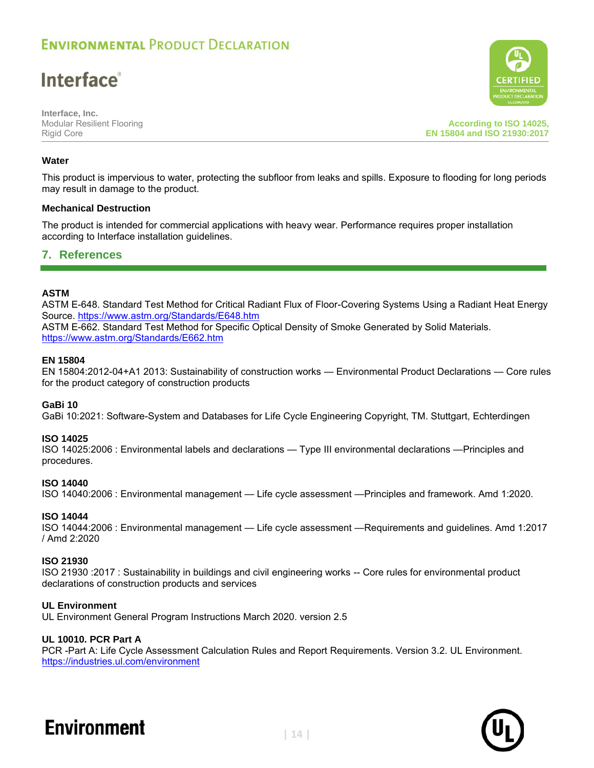### Water

This product is impervious to water, protecting the subfloor from leaks and spills. Exposure to flooding for long periods may result in damage to the product.

### Mechanical Destruction

The product is intended for commercial applications with heavy wear. Performance requires proper installation according to Interface installation guidelines.

## 7. References

**ASTM**
ASTM E-648. Standard Test Method for Critical Radiant Flux of Floor-Covering Systems Using a Radiant Heat Energy Source. https://www.astm.org/Standards/E648.htm
ASTM E-662. Standard Test Method for Specific Optical Density of Smoke Generated by Solid Materials. https://www.astm.org/Standards/E662.htm

**EN 15804**
EN 15804:2012-04+A1 2013: Sustainability of construction works — Environmental Product Declarations — Core rules for the product category of construction products

**GaBi 10**
GaBi 10:2021: Software-System and Databases for Life Cycle Engineering Copyright, TM. Stuttgart, Echterdingen

**ISO 14025**
ISO 14025:2006 : Environmental labels and declarations — Type III environmental declarations —Principles and procedures.

**ISO 14040**
ISO 14040:2006 : Environmental management — Life cycle assessment —Principles and framework. Amd 1:2020.

**ISO 14044**
ISO 14044:2006 : Environmental management — Life cycle assessment —Requirements and guidelines. Amd 1:2017 / Amd 2:2020

**ISO 21930**
ISO 21930 :2017 : Sustainability in buildings and civil engineering works -- Core rules for environmental product declarations of construction products and services

**UL Environment**
UL Environment General Program Instructions March 2020. version 2.5

**UL 10010. PCR Part A**
PCR -Part A: Life Cycle Assessment Calculation Rules and Report Requirements. Version 3.2. UL Environment. https://industries.ul.com/environment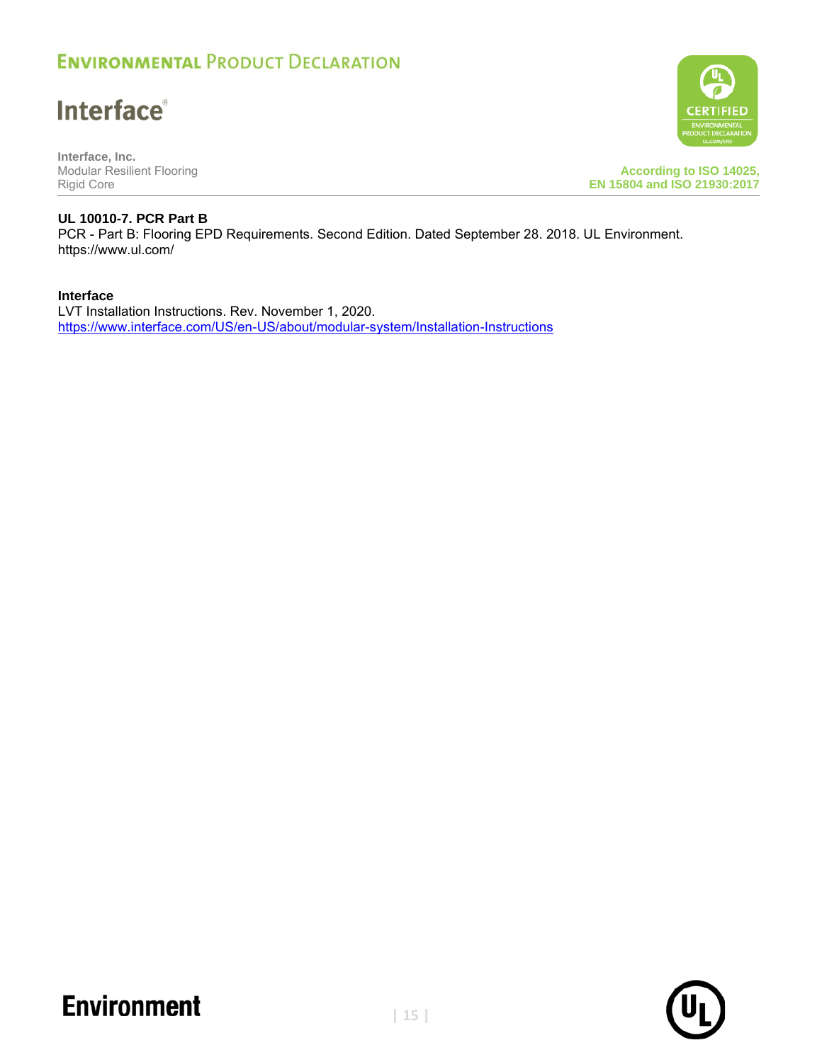**UL 10010-7. PCR Part B**

PCR - Part B: Flooring EPD Requirements. Second Edition. Dated September 28. 2018. UL Environment. https://www.ul.com/

**Interface**

LVT Installation Instructions. Rev. November 1, 2020.
https://www.interface.com/US/en-US/about/modular-system/Installation-Instructions